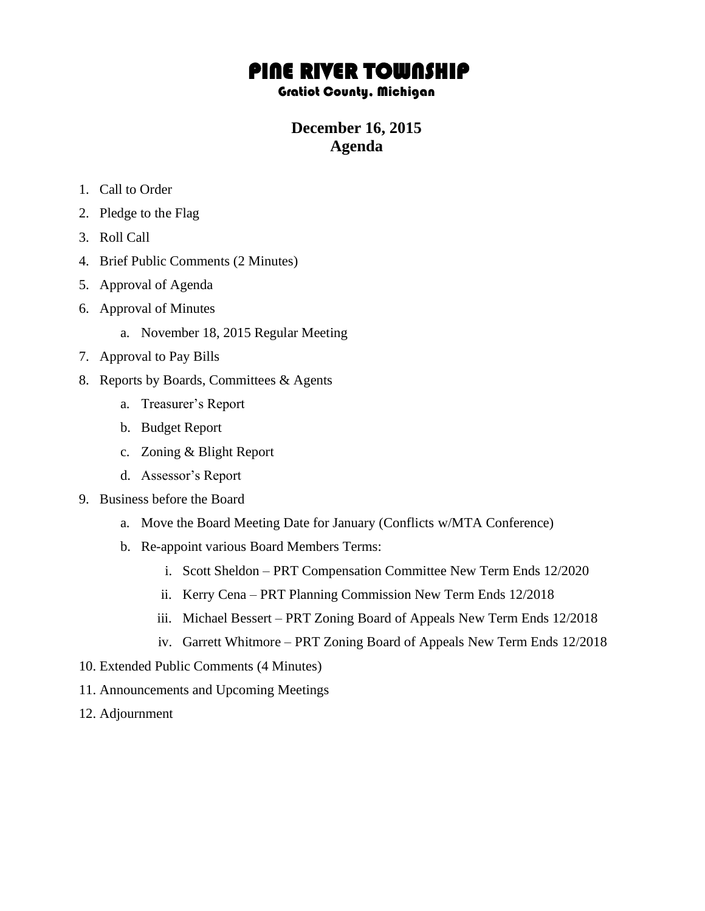# PINE RIVER TOWNSHIP

### Gratiot County, Michigan

## December 16, 2015
## Agenda

1. Call to Order
2. Pledge to the Flag
3. Roll Call
4. Brief Public Comments (2 Minutes)
5. Approval of Agenda
6. Approval of Minutes
    a. November 18, 2015 Regular Meeting
7. Approval to Pay Bills
8. Reports by Boards, Committees & Agents
    a. Treasurer's Report
    b. Budget Report
    c. Zoning & Blight Report
    d. Assessor's Report
9. Business before the Board
    a. Move the Board Meeting Date for January (Conflicts w/MTA Conference)
    b. Re-appoint various Board Members Terms:
        i. Scott Sheldon – PRT Compensation Committee New Term Ends 12/2020
        ii. Kerry Cena – PRT Planning Commission New Term Ends 12/2018
        iii. Michael Bessert – PRT Zoning Board of Appeals New Term Ends 12/2018
        iv. Garrett Whitmore – PRT Zoning Board of Appeals New Term Ends 12/2018
10. Extended Public Comments (4 Minutes)
11. Announcements and Upcoming Meetings
12. Adjournment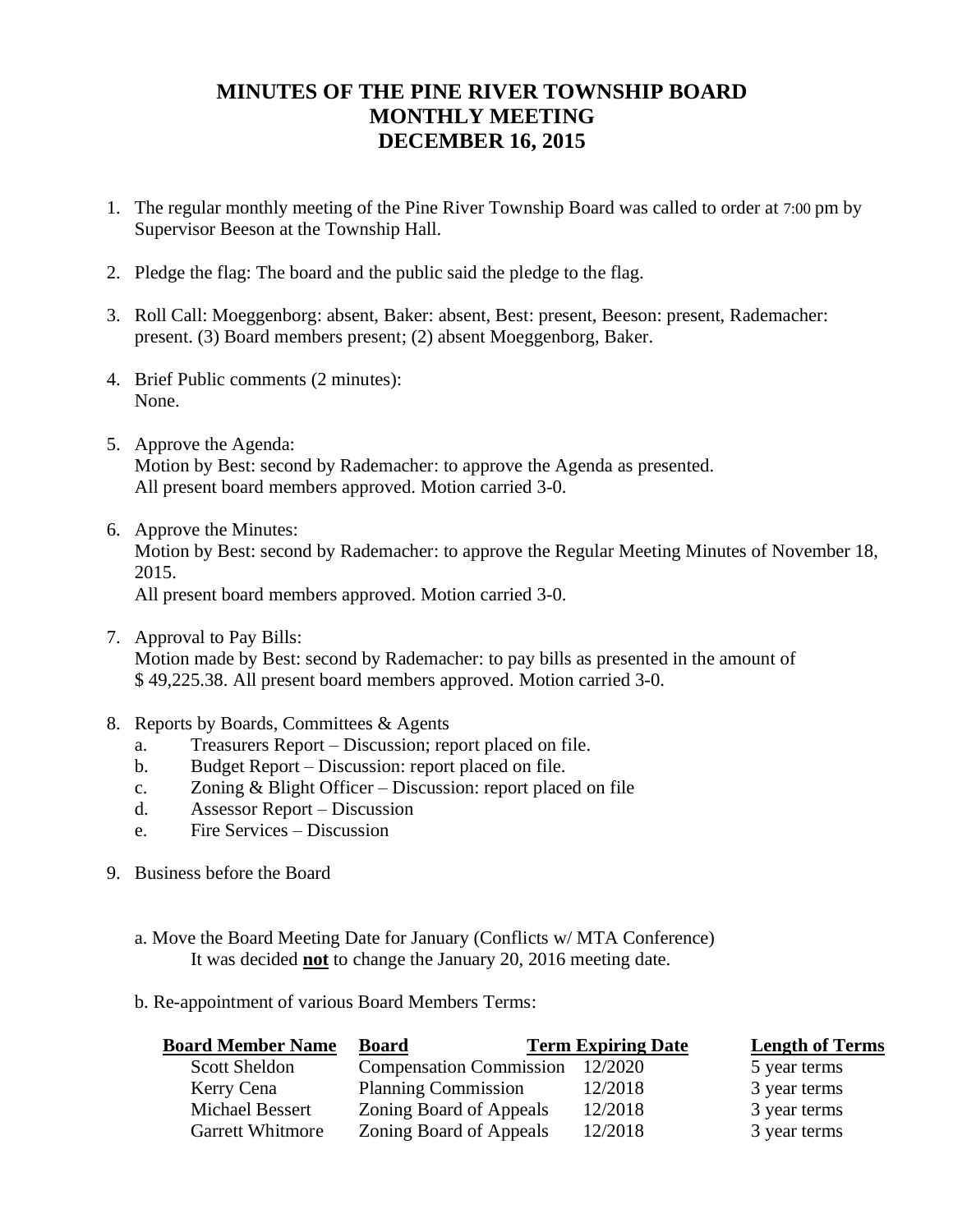# MINUTES OF THE PINE RIVER TOWNSHIP BOARD MONTHLY MEETING DECEMBER 16, 2015

1. The regular monthly meeting of the Pine River Township Board was called to order at 7:00 pm by Supervisor Beeson at the Township Hall.

2. Pledge the flag: The board and the public said the pledge to the flag.

3. Roll Call: Moeggenborg: absent, Baker: absent, Best: present, Beeson: present, Rademacher: present. (3) Board members present; (2) absent Moeggenborg, Baker.

4. Brief Public comments (2 minutes):
   None.

5. Approve the Agenda:
   Motion by Best: second by Rademacher: to approve the Agenda as presented.
   All present board members approved. Motion carried 3-0.

6. Approve the Minutes:
   Motion by Best: second by Rademacher: to approve the Regular Meeting Minutes of November 18, 2015.
   All present board members approved. Motion carried 3-0.

7. Approval to Pay Bills:
   Motion made by Best: second by Rademacher: to pay bills as presented in the amount of $ 49,225.38. All present board members approved. Motion carried 3-0.

8. Reports by Boards, Committees & Agents
   a. Treasurers Report – Discussion; report placed on file.
   b. Budget Report – Discussion: report placed on file.
   c. Zoning & Blight Officer – Discussion: report placed on file
   d. Assessor Report – Discussion
   e. Fire Services – Discussion

9. Business before the Board

   a. Move the Board Meeting Date for January (Conflicts w/ MTA Conference)
   It was decided **not** to change the January 20, 2016 meeting date.

   b. Re-appointment of various Board Members Terms:

| Board Member Name | Board | Term Expiring Date | Length of Terms |
|---|---|---|---|
| Scott Sheldon | Compensation Commission | 12/2020 | 5 year terms |
| Kerry Cena | Planning Commission | 12/2018 | 3 year terms |
| Michael Bessert | Zoning Board of Appeals | 12/2018 | 3 year terms |
| Garrett Whitmore | Zoning Board of Appeals | 12/2018 | 3 year terms |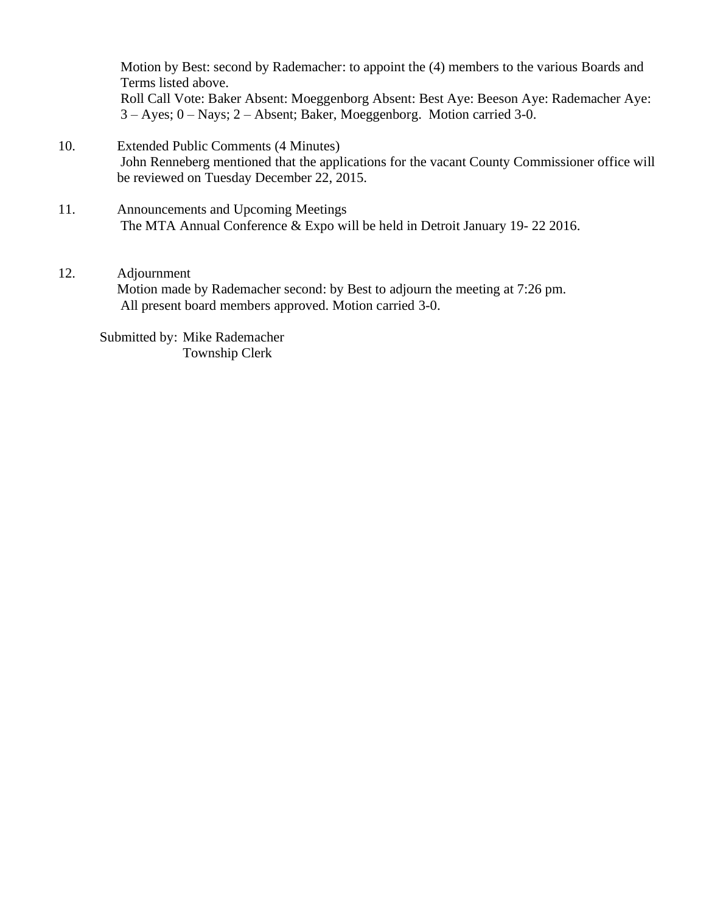Motion by Best: second by Rademacher: to appoint the (4) members to the various Boards and Terms listed above.
Roll Call Vote: Baker Absent: Moeggenborg Absent: Best Aye: Beeson Aye: Rademacher Aye: 3 – Ayes; 0 – Nays; 2 – Absent; Baker, Moeggenborg. Motion carried 3-0.

10. Extended Public Comments (4 Minutes)
John Renneberg mentioned that the applications for the vacant County Commissioner office will be reviewed on Tuesday December 22, 2015.

11. Announcements and Upcoming Meetings
The MTA Annual Conference & Expo will be held in Detroit January 19- 22 2016.

12. Adjournment
Motion made by Rademacher second: by Best to adjourn the meeting at 7:26 pm.
All present board members approved. Motion carried 3-0.

Submitted by: Mike Rademacher
Township Clerk